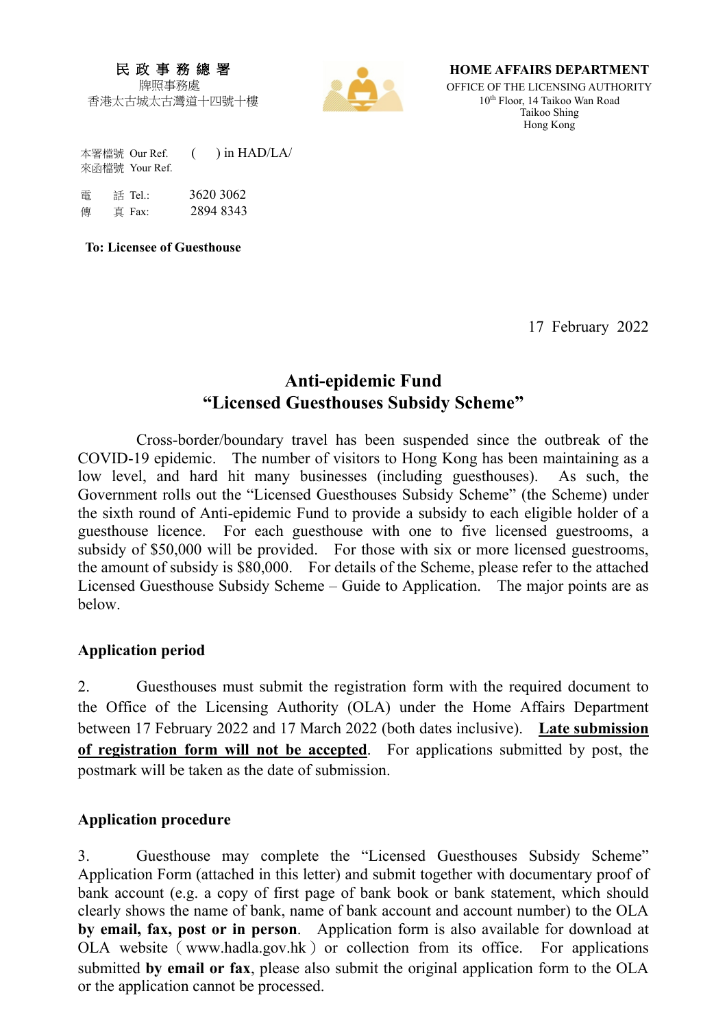民 政 事 務 總 署
牌照事務處
香港太古城太古灣道十四號十樓

**HOME AFFAIRS DEPARTMENT**
OFFICE OF THE LICENSING AUTHORITY
10th Floor, 14 Taikoo Wan Road
Taikoo Shing
Hong Kong

本署檔號 Our Ref. ( ) in HAD/LA/
來函檔號 Your Ref.

電 話 Tel.: 3620 3062
傳 真 Fax: 2894 8343

**To: Licensee of Guesthouse**

17 February 2022

## Anti-epidemic Fund
## "Licensed Guesthouses Subsidy Scheme"

Cross-border/boundary travel has been suspended since the outbreak of the COVID-19 epidemic. The number of visitors to Hong Kong has been maintaining as a low level, and hard hit many businesses (including guesthouses). As such, the Government rolls out the "Licensed Guesthouses Subsidy Scheme" (the Scheme) under the sixth round of Anti-epidemic Fund to provide a subsidy to each eligible holder of a guesthouse licence. For each guesthouse with one to five licensed guestrooms, a subsidy of $50,000 will be provided. For those with six or more licensed guestrooms, the amount of subsidy is $80,000. For details of the Scheme, please refer to the attached Licensed Guesthouse Subsidy Scheme – Guide to Application. The major points are as below.

**Application period**

2. Guesthouses must submit the registration form with the required document to the Office of the Licensing Authority (OLA) under the Home Affairs Department between 17 February 2022 and 17 March 2022 (both dates inclusive). **Late submission of registration form will not be accepted**. For applications submitted by post, the postmark will be taken as the date of submission.

**Application procedure**

3. Guesthouse may complete the "Licensed Guesthouses Subsidy Scheme" Application Form (attached in this letter) and submit together with documentary proof of bank account (e.g. a copy of first page of bank book or bank statement, which should clearly shows the name of bank, name of bank account and account number) to the OLA **by email, fax, post or in person**. Application form is also available for download at OLA website（www.hadla.gov.hk）or collection from its office. For applications submitted **by email or fax**, please also submit the original application form to the OLA or the application cannot be processed.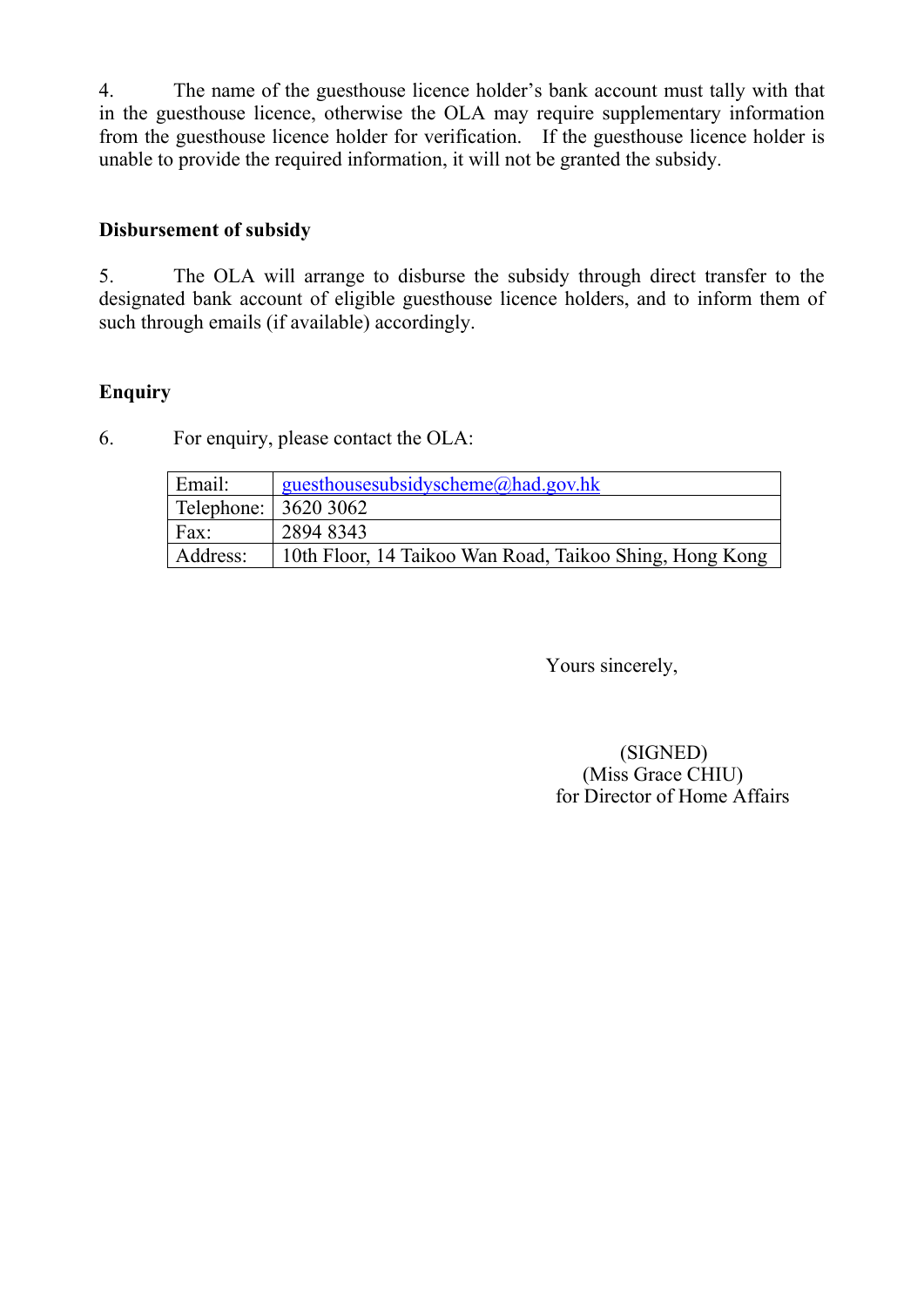4. The name of the guesthouse licence holder's bank account must tally with that in the guesthouse licence, otherwise the OLA may require supplementary information from the guesthouse licence holder for verification. If the guesthouse licence holder is unable to provide the required information, it will not be granted the subsidy.

**Disbursement of subsidy**

5. The OLA will arrange to disburse the subsidy through direct transfer to the designated bank account of eligible guesthouse licence holders, and to inform them of such through emails (if available) accordingly.

**Enquiry**

6. For enquiry, please contact the OLA:

| | |
|---|---|
| Email: | guesthousesubsidyscheme@had.gov.hk |
| Telephone: | 3620 3062 |
| Fax: | 2894 8343 |
| Address: | 10th Floor, 14 Taikoo Wan Road, Taikoo Shing, Hong Kong |

Yours sincerely,

(SIGNED)
(Miss Grace CHIU)
for Director of Home Affairs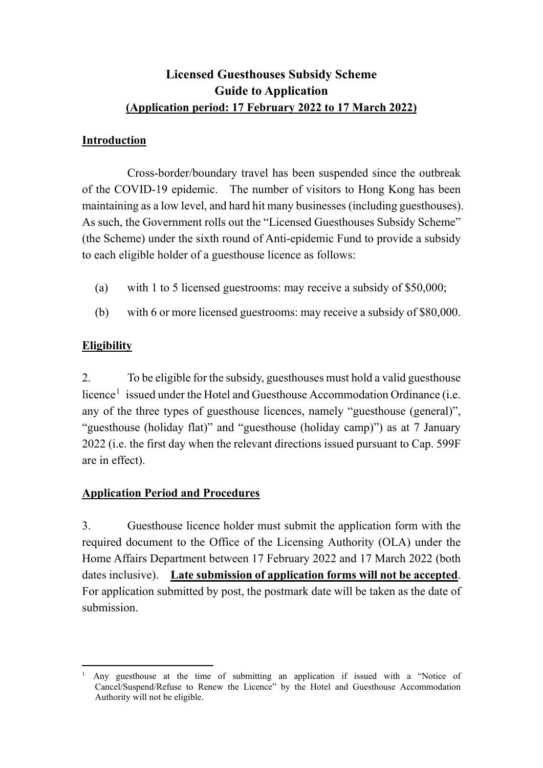# Licensed Guesthouses Subsidy Scheme
# Guide to Application
# (Application period: 17 February 2022 to 17 March 2022)

## Introduction

Cross-border/boundary travel has been suspended since the outbreak of the COVID-19 epidemic. The number of visitors to Hong Kong has been maintaining as a low level, and hard hit many businesses (including guesthouses). As such, the Government rolls out the "Licensed Guesthouses Subsidy Scheme" (the Scheme) under the sixth round of Anti-epidemic Fund to provide a subsidy to each eligible holder of a guesthouse licence as follows:

(a) with 1 to 5 licensed guestrooms: may receive a subsidy of $50,000;

(b) with 6 or more licensed guestrooms: may receive a subsidy of $80,000.

## Eligibility

2. To be eligible for the subsidy, guesthouses must hold a valid guesthouse licence[1] issued under the Hotel and Guesthouse Accommodation Ordinance (i.e. any of the three types of guesthouse licences, namely "guesthouse (general)", "guesthouse (holiday flat)" and "guesthouse (holiday camp)") as at 7 January 2022 (i.e. the first day when the relevant directions issued pursuant to Cap. 599F are in effect).

## Application Period and Procedures

3. Guesthouse licence holder must submit the application form with the required document to the Office of the Licensing Authority (OLA) under the Home Affairs Department between 17 February 2022 and 17 March 2022 (both dates inclusive). **Late submission of application forms will not be accepted**. For application submitted by post, the postmark date will be taken as the date of submission.

---

[1] Any guesthouse at the time of submitting an application if issued with a "Notice of Cancel/Suspend/Refuse to Renew the Licence" by the Hotel and Guesthouse Accommodation Authority will not be eligible.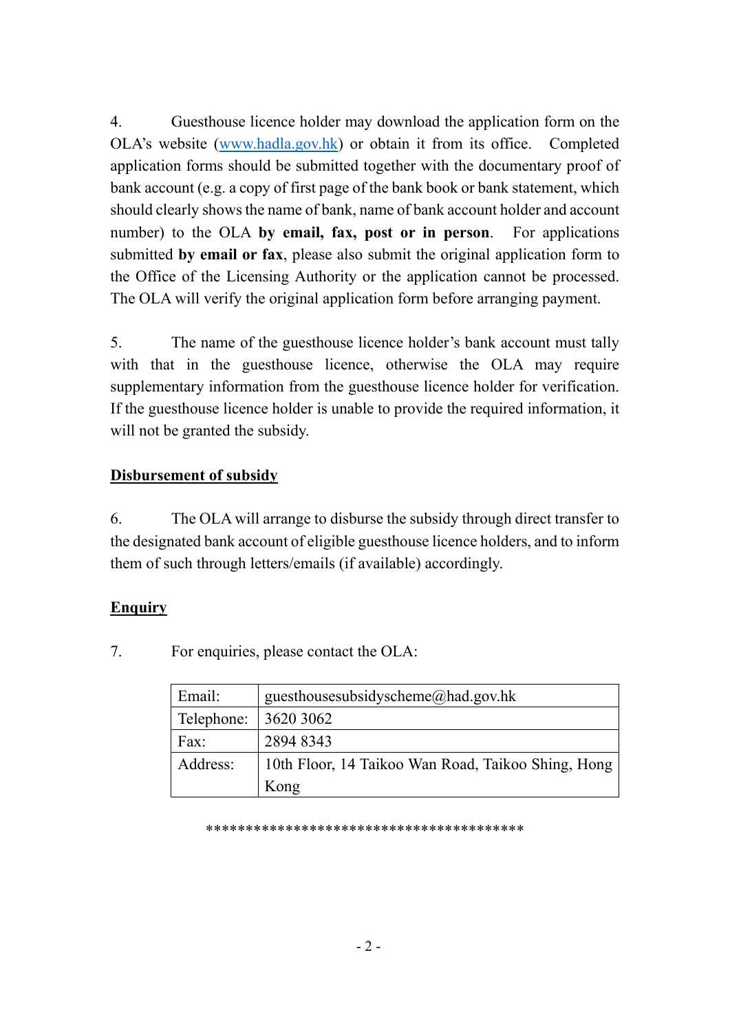4. Guesthouse licence holder may download the application form on the OLA's website (www.hadla.gov.hk) or obtain it from its office. Completed application forms should be submitted together with the documentary proof of bank account (e.g. a copy of first page of the bank book or bank statement, which should clearly shows the name of bank, name of bank account holder and account number) to the OLA **by email, fax, post or in person**. For applications submitted **by email or fax**, please also submit the original application form to the Office of the Licensing Authority or the application cannot be processed. The OLA will verify the original application form before arranging payment.

5. The name of the guesthouse licence holder's bank account must tally with that in the guesthouse licence, otherwise the OLA may require supplementary information from the guesthouse licence holder for verification. If the guesthouse licence holder is unable to provide the required information, it will not be granted the subsidy.

**Disbursement of subsidy**

6. The OLA will arrange to disburse the subsidy through direct transfer to the designated bank account of eligible guesthouse licence holders, and to inform them of such through letters/emails (if available) accordingly.

**Enquiry**

7. For enquiries, please contact the OLA:

| | |
|---|---|
| Email: | guesthousesubsidyscheme@had.gov.hk |
| Telephone: | 3620 3062 |
| Fax: | 2894 8343 |
| Address: | 10th Floor, 14 Taikoo Wan Road, Taikoo Shing, Hong Kong |

****************************************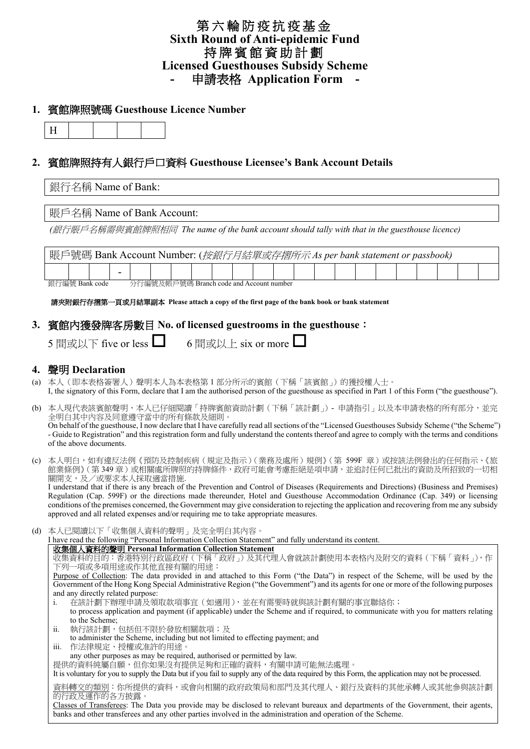# 第六輪防疫抗疫基金
# Sixth Round of Anti-epidemic Fund
# 持牌賓館資助計劃
# Licensed Guesthouses Subsidy Scheme
# - 申請表格 Application Form -

## 1. 賓館牌照號碼 Guesthouse Licence Number

| H | | | | |
|---|---|---|---|---|

## 2. 賓館牌照持有人銀行戶口資料 Guesthouse Licensee's Bank Account Details

銀行名稱 Name of Bank:

賬戶名稱 Name of Bank Account:

*(銀行賬戶名稱需與賓館牌照相同 The name of the bank account should tally with that in the guesthouse licence)*

賬戶號碼 Bank Account Number: (*按銀行月結單或存摺所示 As per bank statement or passbook*)

| | | | - | | | | | | | | | | | | | | | | | | | |
|---|---|---|---|---|---|---|---|---|---|---|---|---|---|---|---|---|---|---|---|---|---|---|

銀行編號 Bank code　　分行編號及帳戶號碼 Branch code and Account number

**請夾附銀行存摺第一頁或月結單副本 Please attach a copy of the first page of the bank book or bank statement**

## 3. 賓館內獲發牌客房數目 No. of licensed guestrooms in the guesthouse：

5 間或以下 five or less ☐　　6 間或以上 six or more ☐

## 4. 聲明 Declaration

(a) 本人（即本表格簽署人）聲明本人為本表格第 1 部分所示的賓館（下稱「該賓館」）的獲授權人士。
I, the signatory of this Form, declare that I am the authorised person of the guesthouse as specified in Part 1 of this Form ("the guesthouse").

(b) 本人現代表該賓館聲明，本人已仔細閱讀「持牌賓館資助計劃（下稱「該計劃」）- 申請指引」以及本申請表格的所有部分，並完全明白其中內容及同意遵守當中的所有條款及細則。
On behalf of the guesthouse, I now declare that I have carefully read all sections of the "Licensed Guesthouses Subsidy Scheme ("the Scheme") - Guide to Registration" and this registration form and fully understand the contents thereof and agree to comply with the terms and conditions of the above documents.

(c) 本人明白，如有違反法例《預防及控制疾病（規定及指示）（業務及處所）規例》（第 599F 章）或按該法例發出的任何指示、《旅館業條例》（第 349 章）或相關處所牌照的持牌條件，政府可能會考慮拒絕是項申請，並追討任何已批出的資助及所招致的一切相關開支，及／或要求本人採取適當措施.
I understand that if there is any breach of the Prevention and Control of Diseases (Requirements and Directions) (Business and Premises) Regulation (Cap. 599F) or the directions made thereunder, Hotel and Guesthouse Accommodation Ordinance (Cap. 349) or licensing conditions of the premises concerned, the Government may give consideration to rejecting the application and recovering from me any subsidy approved and all related expenses and/or requiring me to take appropriate measures.

(d) 本人已閱讀以下「收集個人資料的聲明」及完全明白其內容。
I have read the following "Personal Information Collection Statement" and fully understand its content.

**<u>收集個人資料的聲明</u> Personal Information Collection Statement**

<u>收集資料的目的</u>：香港特別行政區政府（下稱「政府」）及其代理人會就該計劃使用本表格內及附交的資料（下稱「資料」），作下列一項或多項用途或作其他直接有關的用途：

<u>Purpose of Collection</u>: The data provided in and attached to this Form ("the Data") in respect of the Scheme, will be used by the Government of the Hong Kong Special Administrative Region ("the Government") and its agents for one or more of the following purposes and any directly related purpose:

i. 在該計劃下辦理申請及領取款項事宜（如適用），並在有需要時就與該計劃有關的事宜聯絡你；
to process application and payment (if applicable) under the Scheme and if required, to communicate with you for matters relating to the Scheme;

ii. 執行該計劃，包括但不限於發放相關款項；及
to administer the Scheme, including but not limited to effecting payment; and

iii. 作法律規定、授權或准許的用途。
any other purposes as may be required, authorised or permitted by law.

提供的資料純屬自願，但你如果沒有提供足夠和正確的資料，有關申請可能無法處理。
It is voluntary for you to supply the Data but if you fail to supply any of the data required by this Form, the application may not be processed.

<u>資料轉交的類別</u>：你所提供的資料，或會向相關的政府政策局和部門及其代理人、銀行及資料的其他承轉人或其他參與該計劃的行政及運作的各方披露。

<u>Classes of Transferees</u>: The Data you provide may be disclosed to relevant bureaux and departments of the Government, their agents, banks and other transferees and any other parties involved in the administration and operation of the Scheme.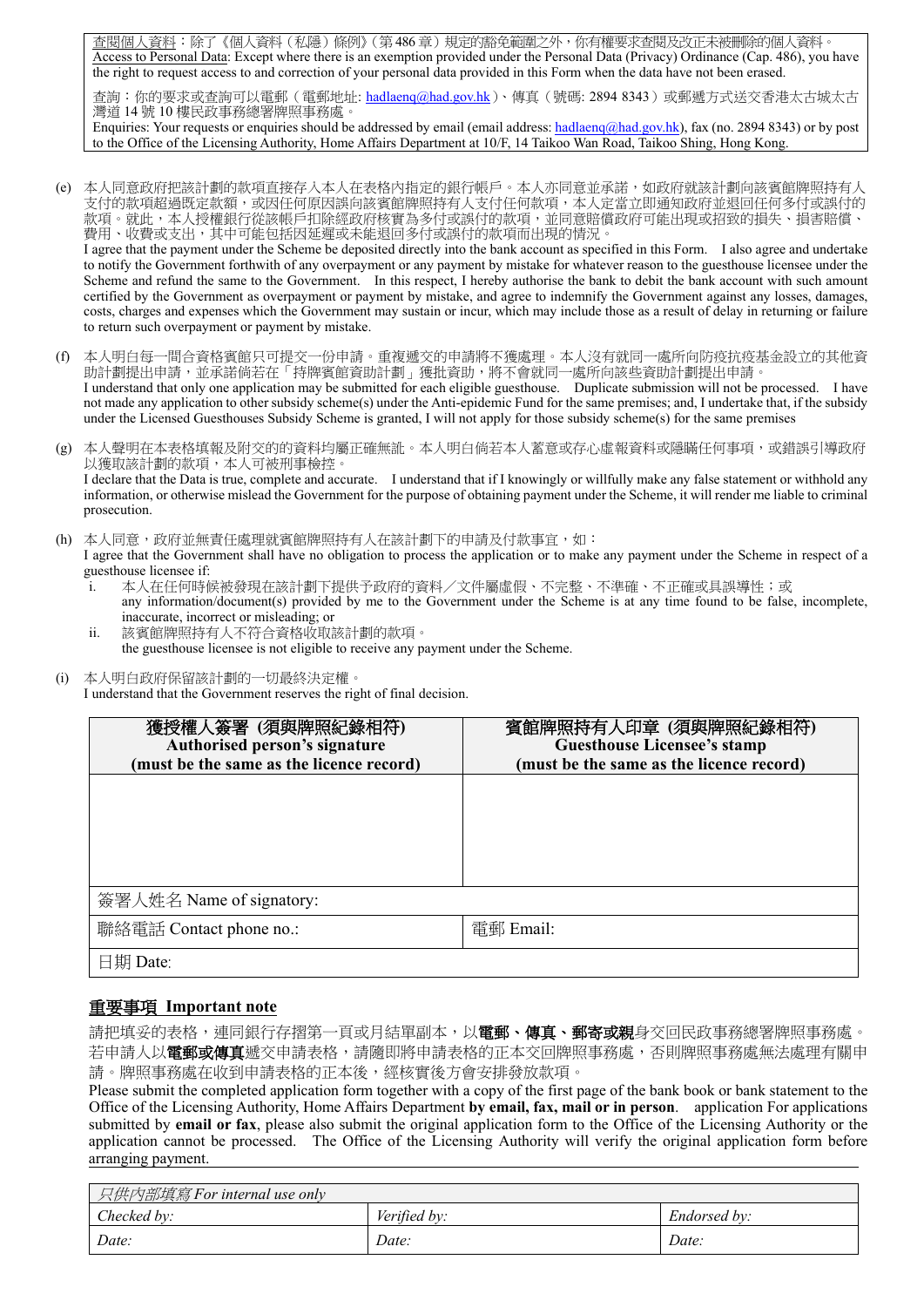查閱個人資料：除了《個人資料（私隱）條例》（第 486 章）規定的豁免範圍之外，你有權要求查閱及改正未被刪除的個人資料。
Access to Personal Data: Except where there is an exemption provided under the Personal Data (Privacy) Ordinance (Cap. 486), you have the right to request access to and correction of your personal data provided in this Form when the data have not been erased.

查詢：你的要求或查詢可以電郵（電郵地址: hadlaenq@had.gov.hk）、傳真（號碼: 2894 8343）或郵遞方式送交香港太古城太古灣道 14 號 10 樓民政事務總署牌照事務處。
Enquiries: Your requests or enquiries should be addressed by email (email address: hadlaenq@had.gov.hk), fax (no. 2894 8343) or by post to the Office of the Licensing Authority, Home Affairs Department at 10/F, 14 Taikoo Wan Road, Taikoo Shing, Hong Kong.

(e) 本人同意政府把該計劃的款項直接存入本人在表格內指定的銀行帳戶。本人亦同意並承諾，如政府就該計劃向該賓館牌照持有人支付的款項超過既定款額，或因任何原因誤向該賓館牌照持有人支付任何款項，本人定當立即通知政府並退回任何多付或誤付的款項。就此，本人授權銀行從該帳戶扣除經政府核實為多付或誤付的款項，並同意賠償政府可能出現或招致的損失、損害賠償、費用、收費或支出，其中可能包括因延遲或未能退回多付或誤付的款項而出現的情況。
I agree that the payment under the Scheme be deposited directly into the bank account as specified in this Form. I also agree and undertake to notify the Government forthwith of any overpayment or any payment by mistake for whatever reason to the guesthouse licensee under the Scheme and refund the same to the Government. In this respect, I hereby authorise the bank to debit the bank account with such amount certified by the Government as overpayment or payment by mistake, and agree to indemnify the Government against any losses, damages, costs, charges and expenses which the Government may sustain or incur, which may include those as a result of delay in returning or failure to return such overpayment or payment by mistake.

(f) 本人明白每一間合資格賓館只可提交一份申請。重複遞交的申請將不獲處理。本人沒有就同一處所向防疫抗疫基金設立的其他資助計劃提出申請，並承諾倘若在「持牌賓館資助計劃」獲批資助，將不會就同一處所向該些資助計劃提出申請。
I understand that only one application may be submitted for each eligible guesthouse. Duplicate submission will not be processed. I have not made any application to other subsidy scheme(s) under the Anti-epidemic Fund for the same premises; and, I undertake that, if the subsidy under the Licensed Guesthouses Subsidy Scheme is granted, I will not apply for those subsidy scheme(s) for the same premises

(g) 本人聲明在本表格填報及附交的資料均屬正確無訛。本人明白倘若本人蓄意或存心虛報資料或隱瞞任何事項，或錯誤引導政府以獲取該計劃的款項，本人可被刑事檢控。
I declare that the Data is true, complete and accurate. I understand that if I knowingly or willfully make any false statement or withhold any information, or otherwise mislead the Government for the purpose of obtaining payment under the Scheme, it will render me liable to criminal prosecution.

(h) 本人同意，政府並無責任處理就賓館牌照持有人在該計劃下的申請及付款事宜，如：
I agree that the Government shall have no obligation to process the application or to make any payment under the Scheme in respect of a guesthouse licensee if:
 i. 本人在任何時候被發現在該計劃下提供予政府的資料／文件屬虛假、不完整、不準確、不正確或具誤導性；或
 any information/document(s) provided by me to the Government under the Scheme is at any time found to be false, incomplete, inaccurate, incorrect or misleading; or
 ii. 該賓館牌照持有人不符合資格收取該計劃的款項。
 the guesthouse licensee is not eligible to receive any payment under the Scheme.

(i) 本人明白政府保留該計劃的一切最終決定權。
I understand that the Government reserves the right of final decision.

| 獲授權人簽署 (須與牌照紀錄相符) **Authorised person's signature (must be the same as the licence record)** | 賓館牌照持有人印章 (須與牌照紀錄相符) **Guesthouse Licensee's stamp (must be the same as the licence record)** |
|---|---|
| | |
| 簽署人姓名 Name of signatory: | |
| 聯絡電話 Contact phone no.: | 電郵 Email: |
| 日期 Date: | |

## 重要事項 Important note

請把填妥的表格，連同銀行存摺第一頁或月結單副本，以**電郵、傳真、郵寄或親**身交回民政事務總署牌照事務處。若申請人以**電郵或傳真**遞交申請表格，請隨即將申請表格的正本交回牌照事務處，否則牌照事務處無法處理有關申請。牌照事務處在收到申請表格的正本後，經核實後方會安排發放款項。
Please submit the completed application form together with a copy of the first page of the bank book or bank statement to the Office of the Licensing Authority, Home Affairs Department **by email, fax, mail or in person**. application For applications submitted by **email or fax**, please also submit the original application form to the Office of the Licensing Authority or the application cannot be processed. The Office of the Licensing Authority will verify the original application form before arranging payment.

| *只供內部填寫 For internal use only* | | |
|---|---|---|
| *Checked by:* | *Verified by:* | *Endorsed by:* |
| *Date:* | *Date:* | *Date:* |